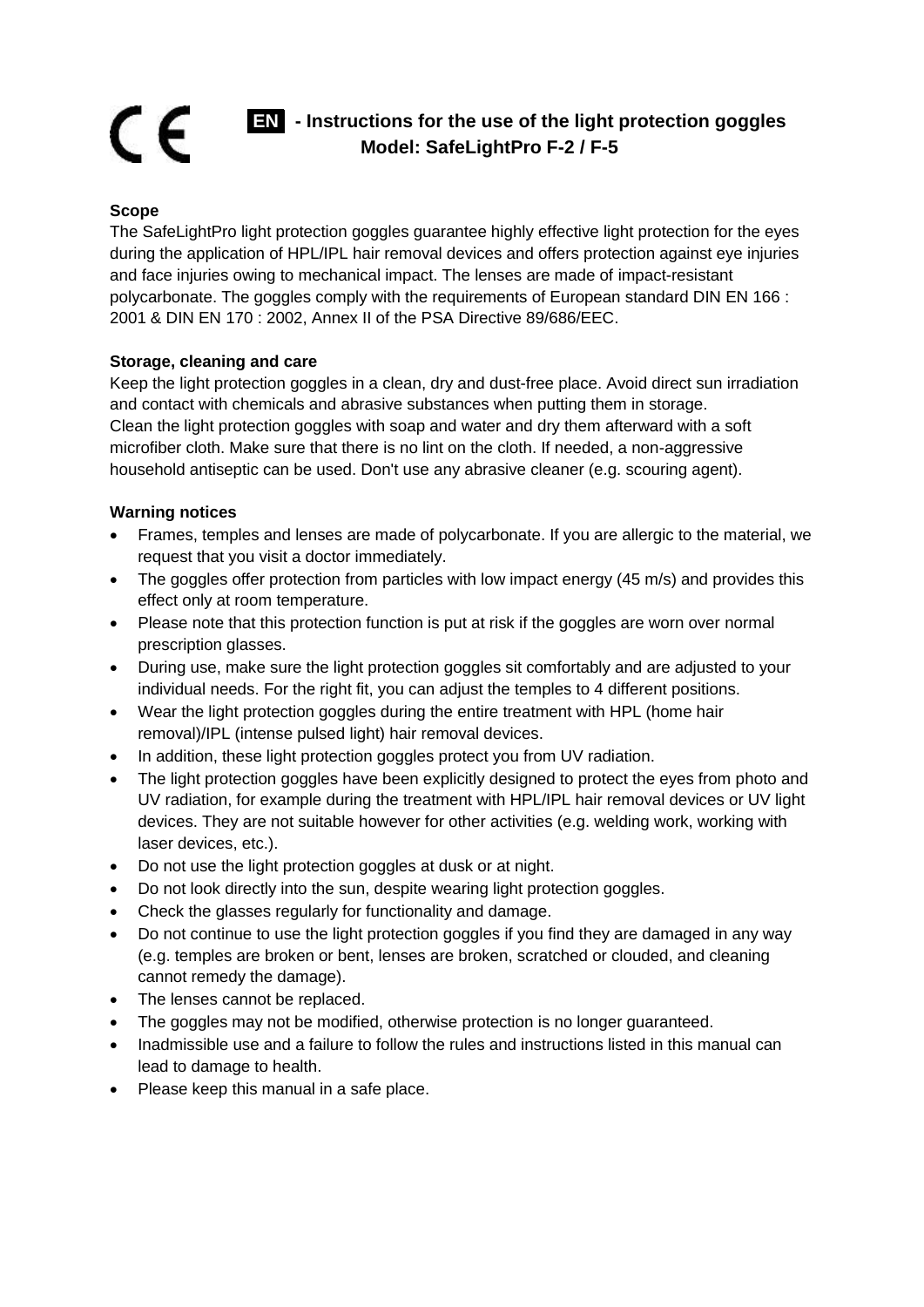CE

# EN - Instructions for the use of the light protection goggles
## Model: SafeLightPro F-2 / F-5

**Scope**

The SafeLightPro light protection goggles guarantee highly effective light protection for the eyes during the application of HPL/IPL hair removal devices and offers protection against eye injuries and face injuries owing to mechanical impact. The lenses are made of impact-resistant polycarbonate. The goggles comply with the requirements of European standard DIN EN 166 : 2001 & DIN EN 170 : 2002, Annex II of the PSA Directive 89/686/EEC.

**Storage, cleaning and care**

Keep the light protection goggles in a clean, dry and dust-free place. Avoid direct sun irradiation and contact with chemicals and abrasive substances when putting them in storage.
Clean the light protection goggles with soap and water and dry them afterward with a soft microfiber cloth. Make sure that there is no lint on the cloth. If needed, a non-aggressive household antiseptic can be used. Don't use any abrasive cleaner (e.g. scouring agent).

**Warning notices**

- Frames, temples and lenses are made of polycarbonate. If you are allergic to the material, we request that you visit a doctor immediately.
- The goggles offer protection from particles with low impact energy (45 m/s) and provides this effect only at room temperature.
- Please note that this protection function is put at risk if the goggles are worn over normal prescription glasses.
- During use, make sure the light protection goggles sit comfortably and are adjusted to your individual needs. For the right fit, you can adjust the temples to 4 different positions.
- Wear the light protection goggles during the entire treatment with HPL (home hair removal)/IPL (intense pulsed light) hair removal devices.
- In addition, these light protection goggles protect you from UV radiation.
- The light protection goggles have been explicitly designed to protect the eyes from photo and UV radiation, for example during the treatment with HPL/IPL hair removal devices or UV light devices. They are not suitable however for other activities (e.g. welding work, working with laser devices, etc.).
- Do not use the light protection goggles at dusk or at night.
- Do not look directly into the sun, despite wearing light protection goggles.
- Check the glasses regularly for functionality and damage.
- Do not continue to use the light protection goggles if you find they are damaged in any way (e.g. temples are broken or bent, lenses are broken, scratched or clouded, and cleaning cannot remedy the damage).
- The lenses cannot be replaced.
- The goggles may not be modified, otherwise protection is no longer guaranteed.
- Inadmissible use and a failure to follow the rules and instructions listed in this manual can lead to damage to health.
- Please keep this manual in a safe place.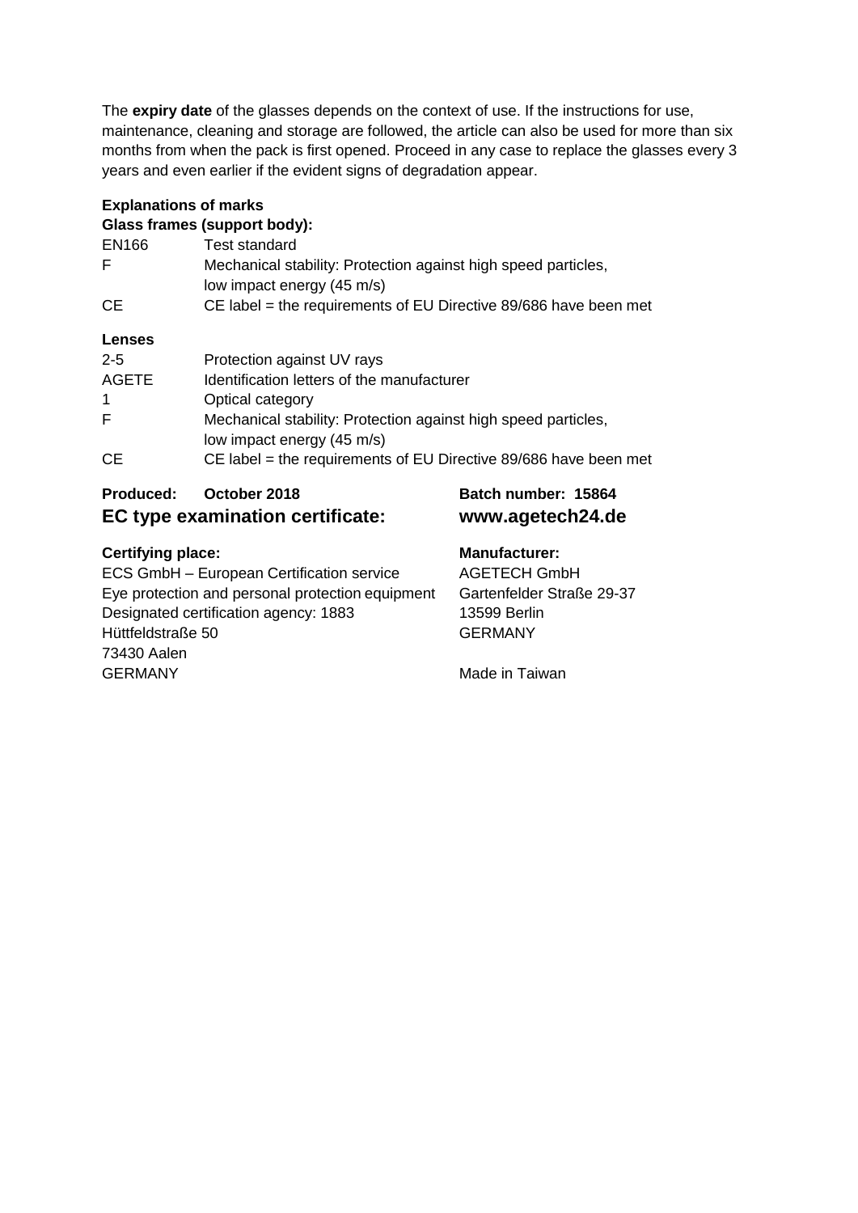The **expiry date** of the glasses depends on the context of use. If the instructions for use, maintenance, cleaning and storage are followed, the article can also be used for more than six months from when the pack is first opened. Proceed in any case to replace the glasses every 3 years and even earlier if the evident signs of degradation appear.

**Explanations of marks**

**Glass frames (support body):**

| | |
|---|---|
| EN166 | Test standard |
| F | Mechanical stability: Protection against high speed particles, low impact energy (45 m/s) |
| CE | CE label = the requirements of EU Directive 89/686 have been met |

**Lenses**

| | |
|---|---|
| 2-5 | Protection against UV rays |
| AGETE | Identification letters of the manufacturer |
| 1 | Optical category |
| F | Mechanical stability: Protection against high speed particles, low impact energy (45 m/s) |
| CE | CE label = the requirements of EU Directive 89/686 have been met |

**Produced: October 2018**

**Batch number: 15864**

**EC type examination certificate: www.agetech24.de**

**Certifying place:**

ECS GmbH – European Certification service
Eye protection and personal protection equipment
Designated certification agency: 1883
Hüttfeldstraße 50
73430 Aalen
GERMANY

**Manufacturer:**

AGETECH GmbH
Gartenfelder Straße 29-37
13599 Berlin
GERMANY

Made in Taiwan